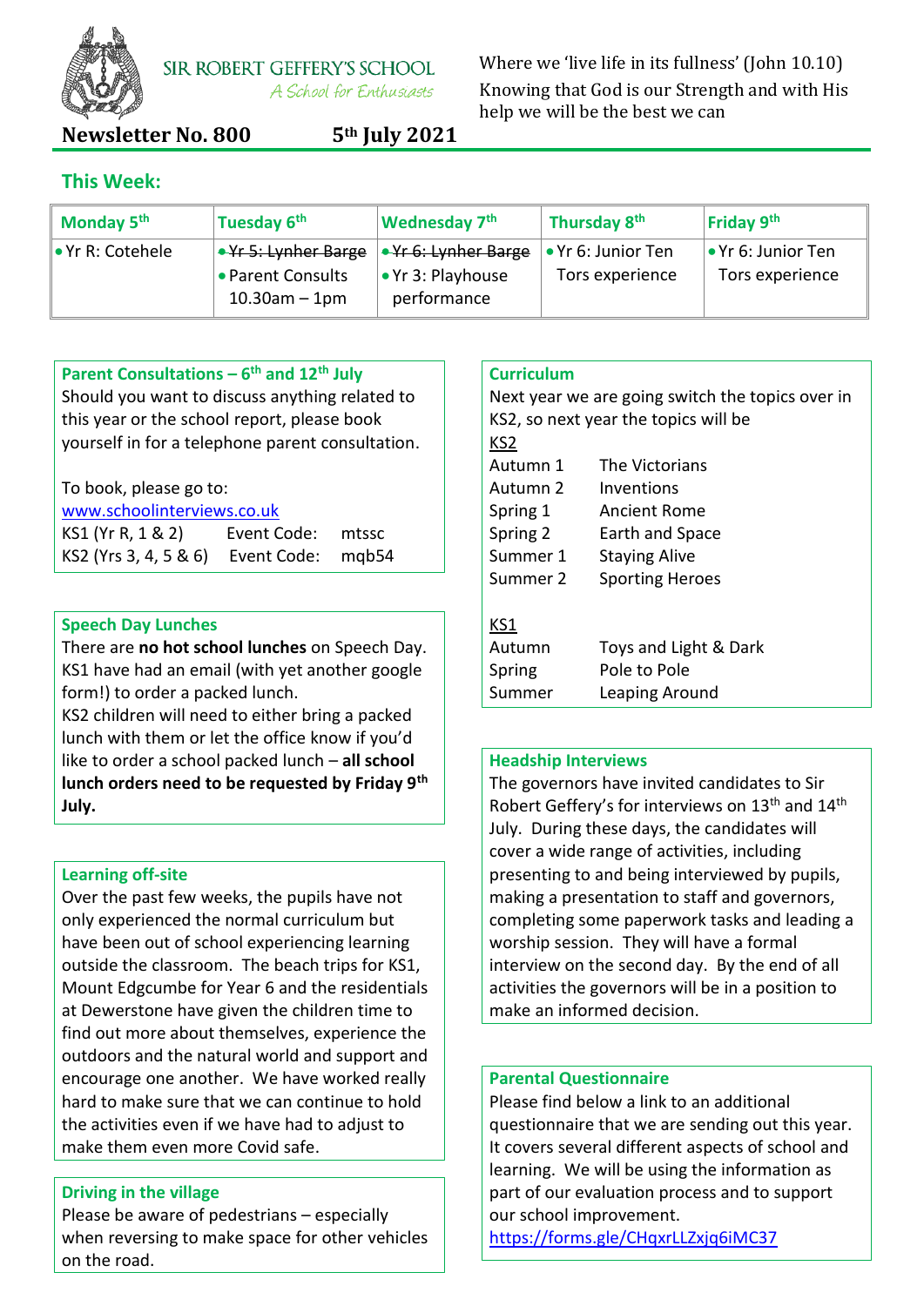# SIR ROBERT GEFFERY'S SCHOOL

*A School for Enthusiasts*

Where we 'live life in its fullness' (John 10.10)

Knowing that God is our Strength and with His help we will be the best we can

**Newsletter No. 800 — 5th July 2021**

## This Week:

| Monday 5th | Tuesday 6th | Wednesday 7th | Thursday 8th | Friday 9th |
|---|---|---|---|---|
| • Yr R: Cotehele | • ~~Yr 5: Lynher Barge~~<br>• Parent Consults 10.30am – 1pm | • ~~Yr 6: Lynher Barge~~<br>• Yr 3: Playhouse performance | • Yr 6: Junior Ten Tors experience | • Yr 6: Junior Ten Tors experience |

### Parent Consultations – 6th and 12th July

Should you want to discuss anything related to this year or the school report, please book yourself in for a telephone parent consultation.

To book, please go to:
www.schoolinterviews.co.uk

KS1 (Yr R, 1 & 2) Event Code: mtssc
KS2 (Yrs 3, 4, 5 & 6) Event Code: mqb54

### Speech Day Lunches

There are **no hot school lunches** on Speech Day. KS1 have had an email (with yet another google form!) to order a packed lunch.
KS2 children will need to either bring a packed lunch with them or let the office know if you'd like to order a school packed lunch – **all school lunch orders need to be requested by Friday 9th July.**

### Learning off-site

Over the past few weeks, the pupils have not only experienced the normal curriculum but have been out of school experiencing learning outside the classroom. The beach trips for KS1, Mount Edgcumbe for Year 6 and the residentials at Dewerstone have given the children time to find out more about themselves, experience the outdoors and the natural world and support and encourage one another. We have worked really hard to make sure that we can continue to hold the activities even if we have had to adjust to make them even more Covid safe.

### Driving in the village

Please be aware of pedestrians – especially when reversing to make space for other vehicles on the road.

### Curriculum

Next year we are going switch the topics over in KS2, so next year the topics will be

KS2

| | |
|---|---|
| Autumn 1 | The Victorians |
| Autumn 2 | Inventions |
| Spring 1 | Ancient Rome |
| Spring 2 | Earth and Space |
| Summer 1 | Staying Alive |
| Summer 2 | Sporting Heroes |

KS1

| | |
|---|---|
| Autumn | Toys and Light & Dark |
| Spring | Pole to Pole |
| Summer | Leaping Around |

### Headship Interviews

The governors have invited candidates to Sir Robert Geffery's for interviews on 13th and 14th July. During these days, the candidates will cover a wide range of activities, including presenting to and being interviewed by pupils, making a presentation to staff and governors, completing some paperwork tasks and leading a worship session. They will have a formal interview on the second day. By the end of all activities the governors will be in a position to make an informed decision.

### Parental Questionnaire

Please find below a link to an additional questionnaire that we are sending out this year. It covers several different aspects of school and learning. We will be using the information as part of our evaluation process and to support our school improvement.
https://forms.gle/CHqxrLLZxjq6iMC37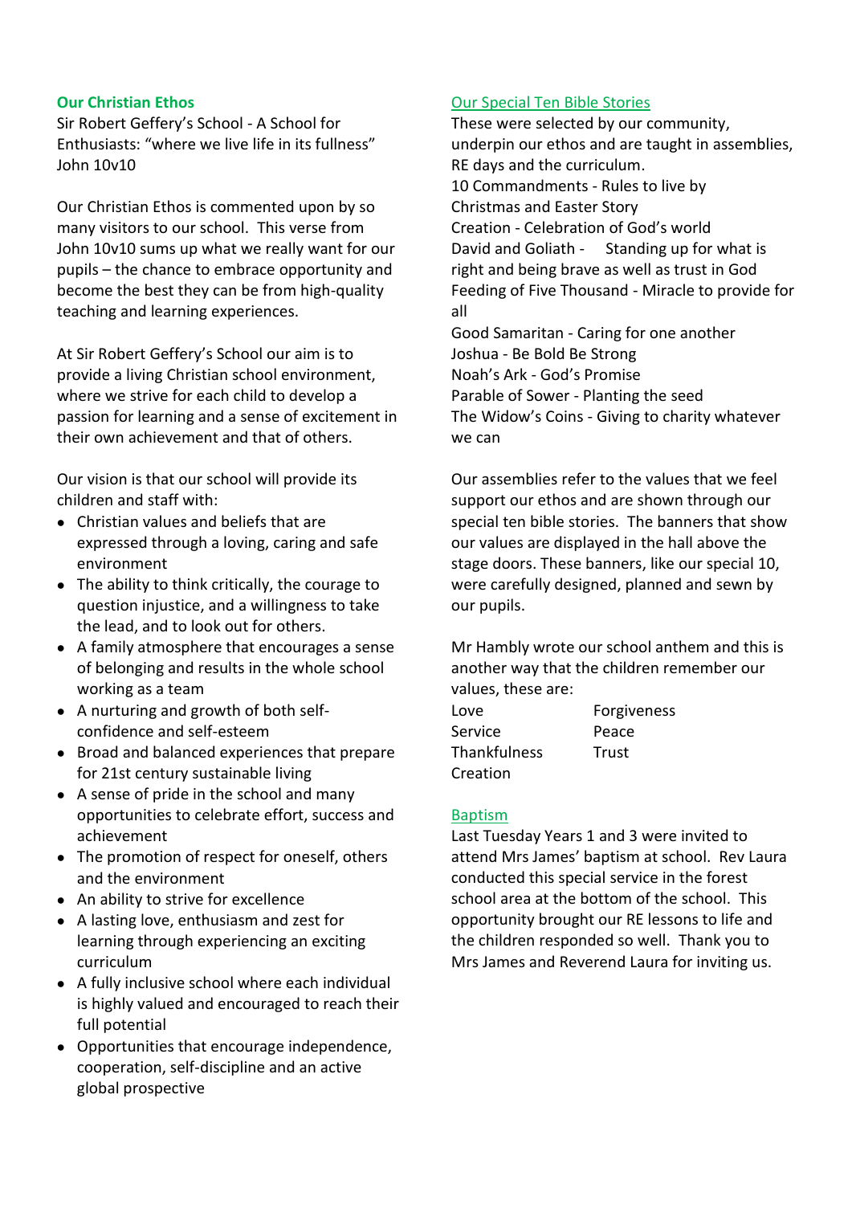## Our Christian Ethos

Sir Robert Geffery's School - A School for Enthusiasts: "where we live life in its fullness" John 10v10

Our Christian Ethos is commented upon by so many visitors to our school. This verse from John 10v10 sums up what we really want for our pupils – the chance to embrace opportunity and become the best they can be from high-quality teaching and learning experiences.

At Sir Robert Geffery's School our aim is to provide a living Christian school environment, where we strive for each child to develop a passion for learning and a sense of excitement in their own achievement and that of others.

Our vision is that our school will provide its children and staff with:

- Christian values and beliefs that are expressed through a loving, caring and safe environment
- The ability to think critically, the courage to question injustice, and a willingness to take the lead, and to look out for others.
- A family atmosphere that encourages a sense of belonging and results in the whole school working as a team
- A nurturing and growth of both self-confidence and self-esteem
- Broad and balanced experiences that prepare for 21st century sustainable living
- A sense of pride in the school and many opportunities to celebrate effort, success and achievement
- The promotion of respect for oneself, others and the environment
- An ability to strive for excellence
- A lasting love, enthusiasm and zest for learning through experiencing an exciting curriculum
- A fully inclusive school where each individual is highly valued and encouraged to reach their full potential
- Opportunities that encourage independence, cooperation, self-discipline and an active global prospective

## Our Special Ten Bible Stories

These were selected by our community, underpin our ethos and are taught in assemblies, RE days and the curriculum.

10 Commandments - Rules to live by
Christmas and Easter Story
Creation - Celebration of God's world
David and Goliath - Standing up for what is right and being brave as well as trust in God
Feeding of Five Thousand - Miracle to provide for all
Good Samaritan - Caring for one another
Joshua - Be Bold Be Strong
Noah's Ark - God's Promise
Parable of Sower - Planting the seed
The Widow's Coins - Giving to charity whatever we can

Our assemblies refer to the values that we feel support our ethos and are shown through our special ten bible stories. The banners that show our values are displayed in the hall above the stage doors. These banners, like our special 10, were carefully designed, planned and sewn by our pupils.

Mr Hambly wrote our school anthem and this is another way that the children remember our values, these are:

| | |
|---|---|
| Love | Forgiveness |
| Service | Peace |
| Thankfulness | Trust |
| Creation | |

## Baptism

Last Tuesday Years 1 and 3 were invited to attend Mrs James' baptism at school. Rev Laura conducted this special service in the forest school area at the bottom of the school. This opportunity brought our RE lessons to life and the children responded so well. Thank you to Mrs James and Reverend Laura for inviting us.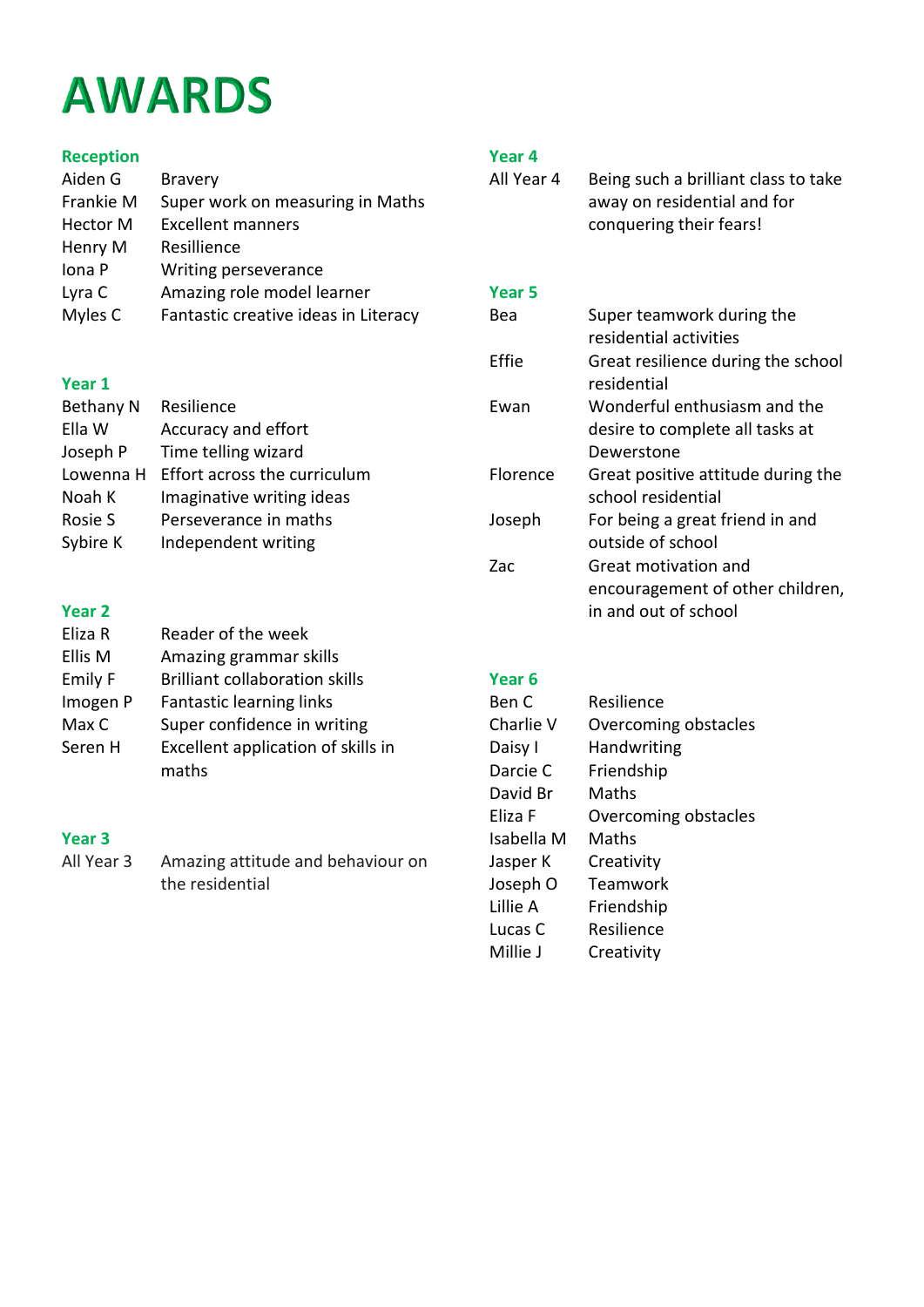# AWARDS

## Reception

| | |
|---|---|
| Aiden G | Bravery |
| Frankie M | Super work on measuring in Maths |
| Hector M | Excellent manners |
| Henry M | Resillience |
| Iona P | Writing perseverance |
| Lyra C | Amazing role model learner |
| Myles C | Fantastic creative ideas in Literacy |

## Year 1

| | |
|---|---|
| Bethany N | Resilience |
| Ella W | Accuracy and effort |
| Joseph P | Time telling wizard |
| Lowenna H | Effort across the curriculum |
| Noah K | Imaginative writing ideas |
| Rosie S | Perseverance in maths |
| Sybire K | Independent writing |

## Year 2

| | |
|---|---|
| Eliza R | Reader of the week |
| Ellis M | Amazing grammar skills |
| Emily F | Brilliant collaboration skills |
| Imogen P | Fantastic learning links |
| Max C | Super confidence in writing |
| Seren H | Excellent application of skills in maths |

## Year 3

| | |
|---|---|
| All Year 3 | Amazing attitude and behaviour on the residential |

## Year 4

| | |
|---|---|
| All Year 4 | Being such a brilliant class to take away on residential and for conquering their fears! |

## Year 5

| | |
|---|---|
| Bea | Super teamwork during the residential activities |
| Effie | Great resilience during the school residential |
| Ewan | Wonderful enthusiasm and the desire to complete all tasks at Dewerstone |
| Florence | Great positive attitude during the school residential |
| Joseph | For being a great friend in and outside of school |
| Zac | Great motivation and encouragement of other children, in and out of school |

## Year 6

| | |
|---|---|
| Ben C | Resilience |
| Charlie V | Overcoming obstacles |
| Daisy I | Handwriting |
| Darcie C | Friendship |
| David Br | Maths |
| Eliza F | Overcoming obstacles |
| Isabella M | Maths |
| Jasper K | Creativity |
| Joseph O | Teamwork |
| Lillie A | Friendship |
| Lucas C | Resilience |
| Millie J | Creativity |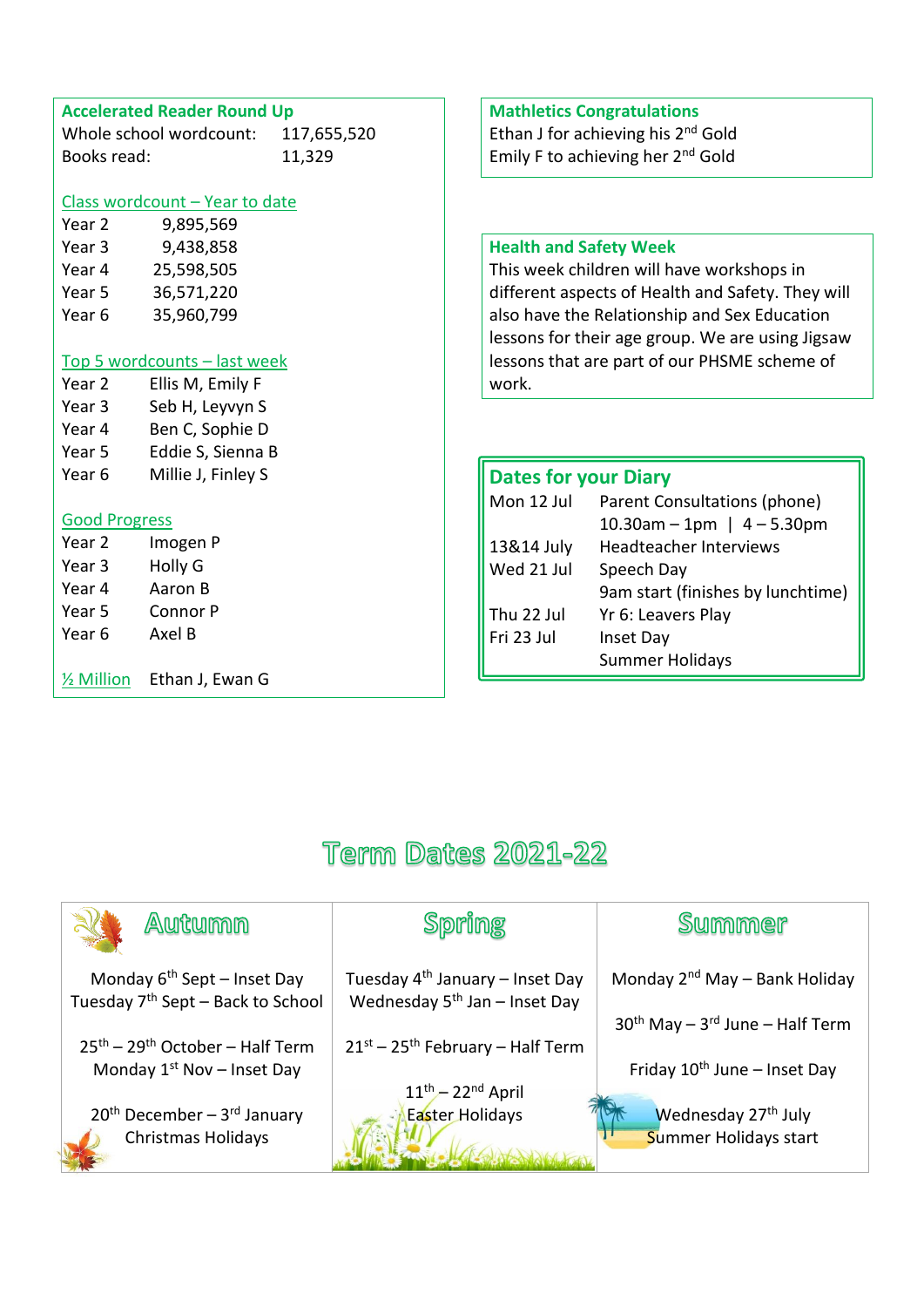## Accelerated Reader Round Up

| | |
|---|---|
| Whole school wordcount: | 117,655,520 |
| Books read: | 11,329 |

### Class wordcount – Year to date

| | |
|---|---|
| Year 2 | 9,895,569 |
| Year 3 | 9,438,858 |
| Year 4 | 25,598,505 |
| Year 5 | 36,571,220 |
| Year 6 | 35,960,799 |

### Top 5 wordcounts – last week

| | |
|---|---|
| Year 2 | Ellis M, Emily F |
| Year 3 | Seb H, Leyvyn S |
| Year 4 | Ben C, Sophie D |
| Year 5 | Eddie S, Sienna B |
| Year 6 | Millie J, Finley S |

### Good Progress

| | |
|---|---|
| Year 2 | Imogen P |
| Year 3 | Holly G |
| Year 4 | Aaron B |
| Year 5 | Connor P |
| Year 6 | Axel B |

½ Million Ethan J, Ewan G

## Mathletics Congratulations

Ethan J for achieving his 2nd Gold
Emily F to achieving her 2nd Gold

## Health and Safety Week

This week children will have workshops in different aspects of Health and Safety. They will also have the Relationship and Sex Education lessons for their age group. We are using Jigsaw lessons that are part of our PHSME scheme of work.

## Dates for your Diary

| | |
|---|---|
| Mon 12 Jul | Parent Consultations (phone) 10.30am – 1pm \| 4 – 5.30pm |
| 13&14 July | Headteacher Interviews |
| Wed 21 Jul | Speech Day 9am start (finishes by lunchtime) |
| Thu 22 Jul | Yr 6: Leavers Play |
| Fri 23 Jul | Inset Day Summer Holidays |

# Term Dates 2021-22

| Autumn | Spring | Summer |
|---|---|---|
| Monday 6th Sept – Inset Day<br>Tuesday 7th Sept – Back to School | Tuesday 4th January – Inset Day<br>Wednesday 5th Jan – Inset Day | Monday 2nd May – Bank Holiday |
| 25th – 29th October – Half Term<br>Monday 1st Nov – Inset Day | 21st – 25th February – Half Term | 30th May – 3rd June – Half Term |
| 20th December – 3rd January<br>Christmas Holidays | 11th – 22nd April<br>Easter Holidays | Friday 10th June – Inset Day |
| | | Wednesday 27th July<br>Summer Holidays start |